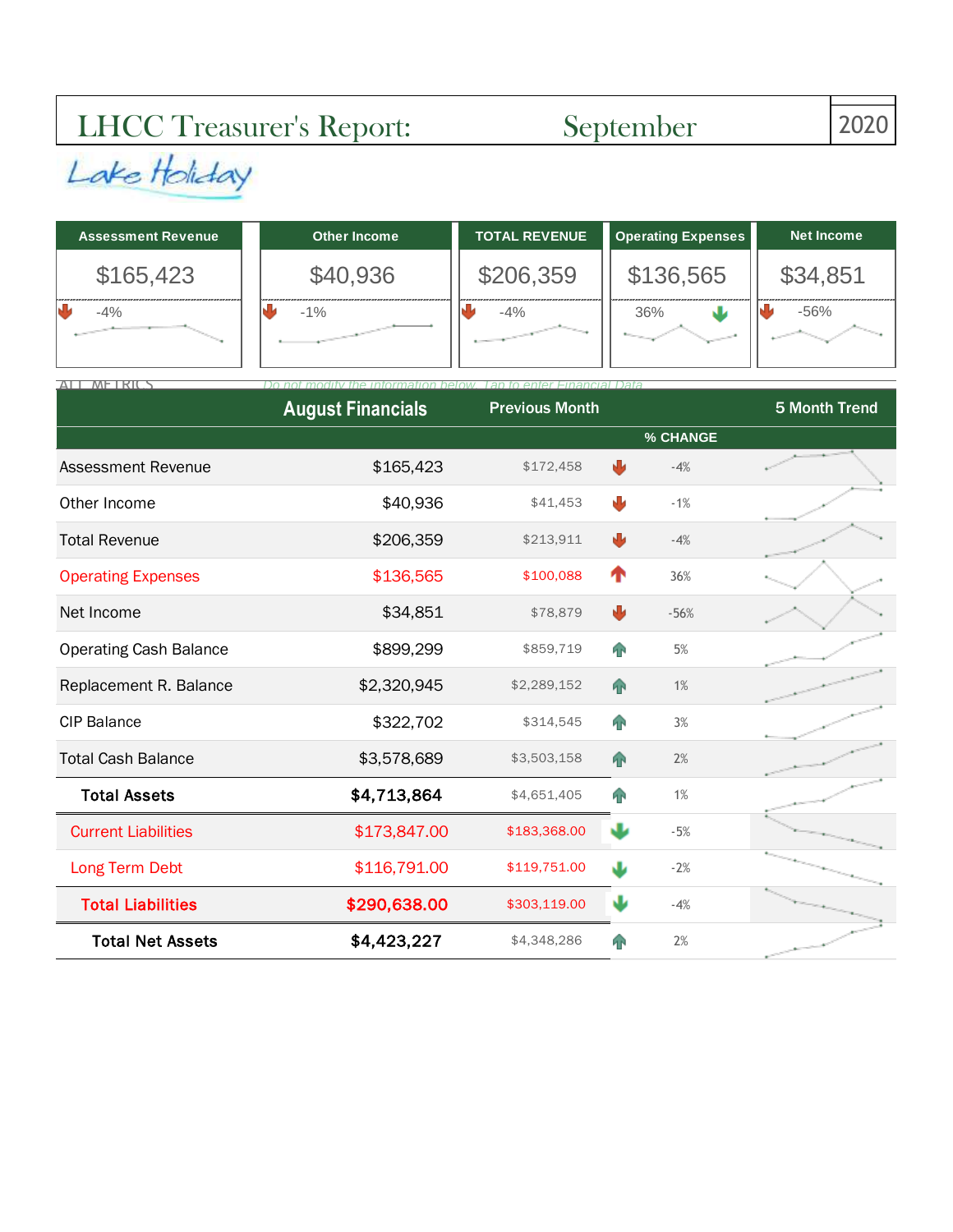# LHCC Treasurer's Report: September 2020

Lake Holiday

| Assessment Revenue | Other Income | TOTAL REVENUE | Operating Expenses | Net Income |
|---|---|---|---|---|
| $165,423 | $40,936 | $206,359 | $136,565 | $34,851 |
| -4% | -1% | -4% | 36% | -56% |

ALL METRICS

*Do not modify the information below. Tap to enter Financial Data*

| | August Financials | Previous Month | % CHANGE | 5 Month Trend |
|---|---|---|---|---|
| Assessment Revenue | $165,423 | $172,458 | -4% | |
| Other Income | $40,936 | $41,453 | -1% | |
| Total Revenue | $206,359 | $213,911 | -4% | |
| Operating Expenses | $136,565 | $100,088 | 36% | |
| Net Income | $34,851 | $78,879 | -56% | |
| Operating Cash Balance | $899,299 | $859,719 | 5% | |
| Replacement R. Balance | $2,320,945 | $2,289,152 | 1% | |
| CIP Balance | $322,702 | $314,545 | 3% | |
| Total Cash Balance | $3,578,689 | $3,503,158 | 2% | |
| **Total Assets** | **$4,713,864** | $4,651,405 | 1% | |
| Current Liabilities | $173,847.00 | $183,368.00 | -5% | |
| Long Term Debt | $116,791.00 | $119,751.00 | -2% | |
| **Total Liabilities** | **$290,638.00** | $303,119.00 | -4% | |
| **Total Net Assets** | **$4,423,227** | $4,348,286 | 2% | |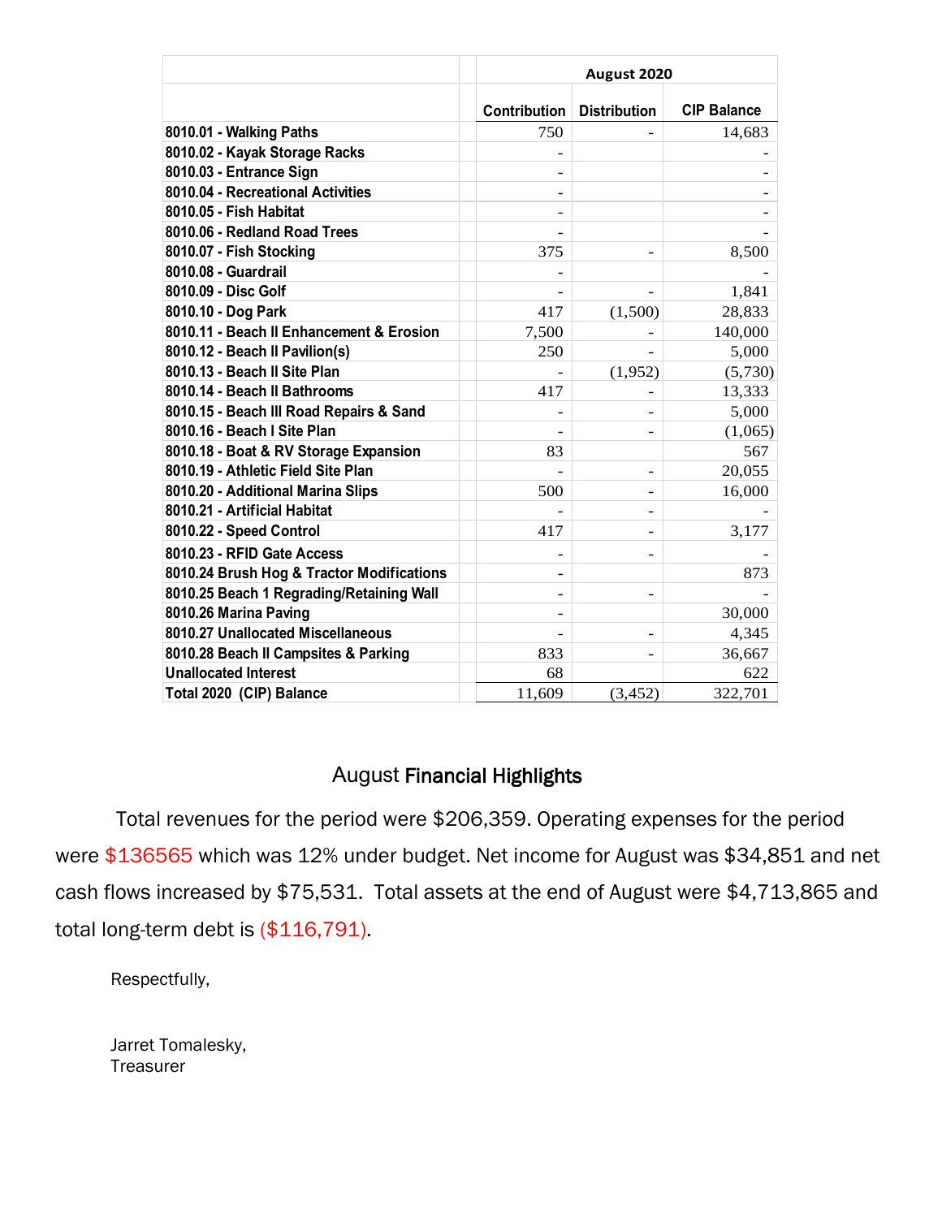| | August 2020 | | |
| --- | --- | --- | --- |
| | Contribution | Distribution | CIP Balance |
| 8010.01 - Walking Paths | 750 | - | 14,683 |
| 8010.02 - Kayak Storage Racks | - | | - |
| 8010.03 - Entrance Sign | - | | - |
| 8010.04 - Recreational Activities | - | | - |
| 8010.05 - Fish Habitat | - | | - |
| 8010.06 - Redland Road Trees | - | | - |
| 8010.07 - Fish Stocking | 375 | - | 8,500 |
| 8010.08 - Guardrail | - | | - |
| 8010.09 - Disc Golf | - | - | 1,841 |
| 8010.10 - Dog Park | 417 | (1,500) | 28,833 |
| 8010.11 - Beach II Enhancement & Erosion | 7,500 | - | 140,000 |
| 8010.12 - Beach II Pavilion(s) | 250 | - | 5,000 |
| 8010.13 - Beach II Site Plan | - | (1,952) | (5,730) |
| 8010.14 - Beach II Bathrooms | 417 | - | 13,333 |
| 8010.15 - Beach III Road Repairs & Sand | - | - | 5,000 |
| 8010.16 - Beach I Site Plan | - | - | (1,065) |
| 8010.18 - Boat & RV Storage Expansion | 83 | | 567 |
| 8010.19 - Athletic Field Site Plan | - | - | 20,055 |
| 8010.20 - Additional Marina Slips | 500 | - | 16,000 |
| 8010.21 - Artificial Habitat | - | - | - |
| 8010.22 - Speed Control | 417 | - | 3,177 |
| 8010.23 - RFID Gate Access | - | - | - |
| 8010.24 Brush Hog & Tractor Modifications | - | | 873 |
| 8010.25 Beach 1 Regrading/Retaining Wall | - | - | - |
| 8010.26 Marina Paving | - | | 30,000 |
| 8010.27 Unallocated Miscellaneous | - | - | 4,345 |
| 8010.28 Beach II Campsites & Parking | 833 | - | 36,667 |
| Unallocated Interest | 68 | | 622 |
| Total 2020 (CIP) Balance | 11,609 | (3,452) | 322,701 |

## August Financial Highlights

Total revenues for the period were $206,359. Operating expenses for the period were $136565 which was 12% under budget. Net income for August was $34,851 and net cash flows increased by $75,531. Total assets at the end of August were $4,713,865 and total long-term debt is ($116,791).

Respectfully,

Jarret Tomalesky,
Treasurer